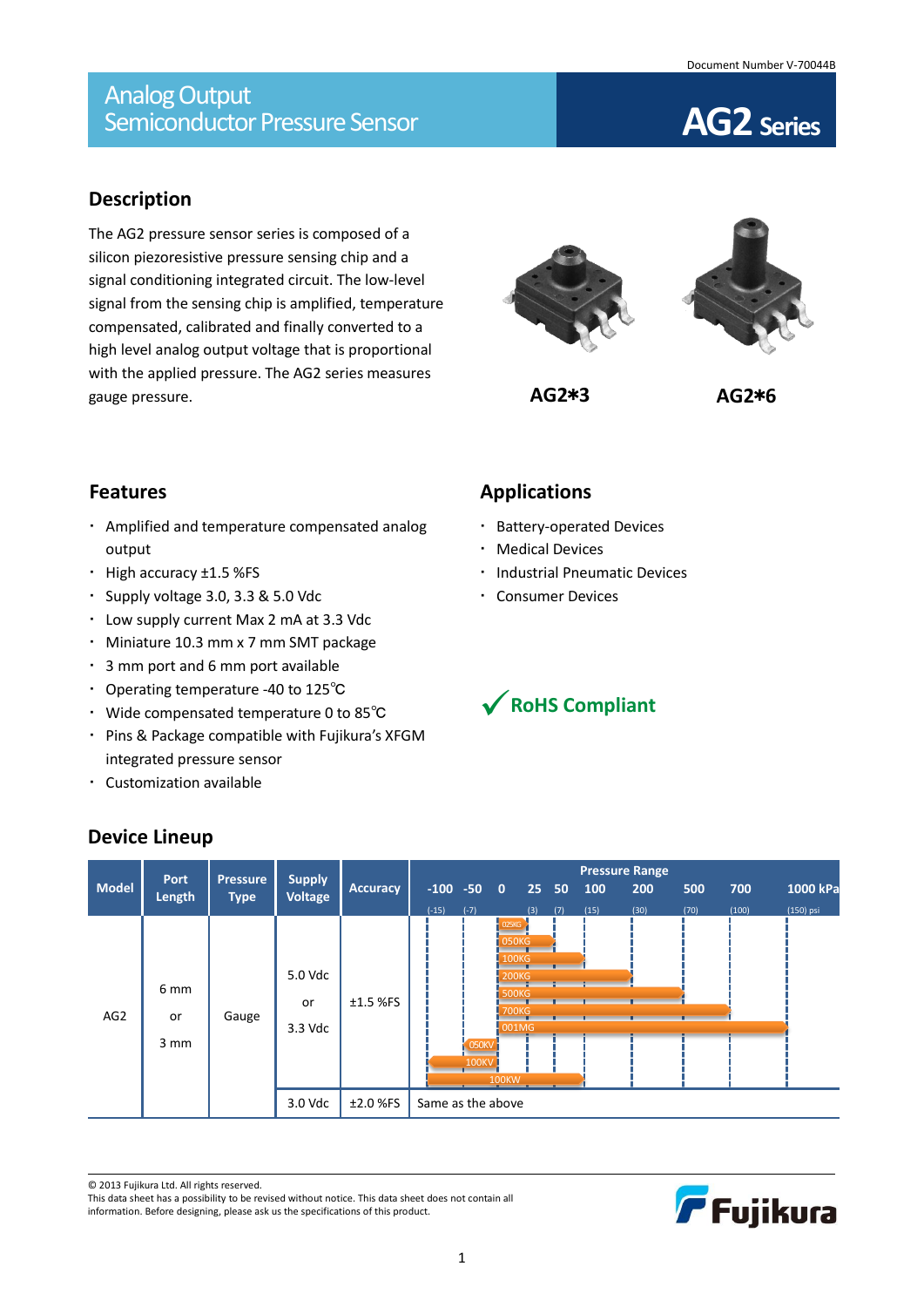Document Number V-70044B

# Analog Output Semiconductor Pressure Sensor

# AG2 Series

## Description

The AG2 pressure sensor series is composed of a silicon piezoresistive pressure sensing chip and a signal conditioning integrated circuit. The low-level signal from the sensing chip is amplified, temperature compensated, calibrated and finally converted to a high level analog output voltage that is proportional with the applied pressure. The AG2 series measures gauge pressure.

AG2*3

AG2*6

## Features

- Amplified and temperature compensated analog output
- High accuracy ±1.5 %FS
- Supply voltage 3.0, 3.3 & 5.0 Vdc
- Low supply current Max 2 mA at 3.3 Vdc
- Miniature 10.3 mm x 7 mm SMT package
- 3 mm port and 6 mm port available
- Operating temperature -40 to 125℃
- Wide compensated temperature 0 to 85℃
- Pins & Package compatible with Fujikura's XFGM integrated pressure sensor
- Customization available

## Applications

- Battery-operated Devices
- Medical Devices
- Industrial Pneumatic Devices
- Consumer Devices

✓ RoHS Compliant

## Device Lineup

| Model | Port Length | Pressure Type | Supply Voltage | Accuracy | Pressure Range |
|---|---|---|---|---|---|
| AG2 | 6 mm or 3 mm | Gauge | 5.0 Vdc or 3.3 Vdc | ±1.5 %FS | -100 -50 0 25 50 100 200 500 700 1000 kPa<br>(-15) (-7) (3) (7) (15) (30) (70) (100) (150) psi<br>025KG<br>050KG<br>100KG<br>200KG<br>500KG<br>700KG<br>001MG<br>050KV<br>100KV<br>100KW |
| | | | 3.0 Vdc | ±2.0 %FS | Same as the above |

© 2013 Fujikura Ltd. All rights reserved.
This data sheet has a possibility to be revised without notice. This data sheet does not contain all information. Before designing, please ask us the specifications of this product.

Fujikura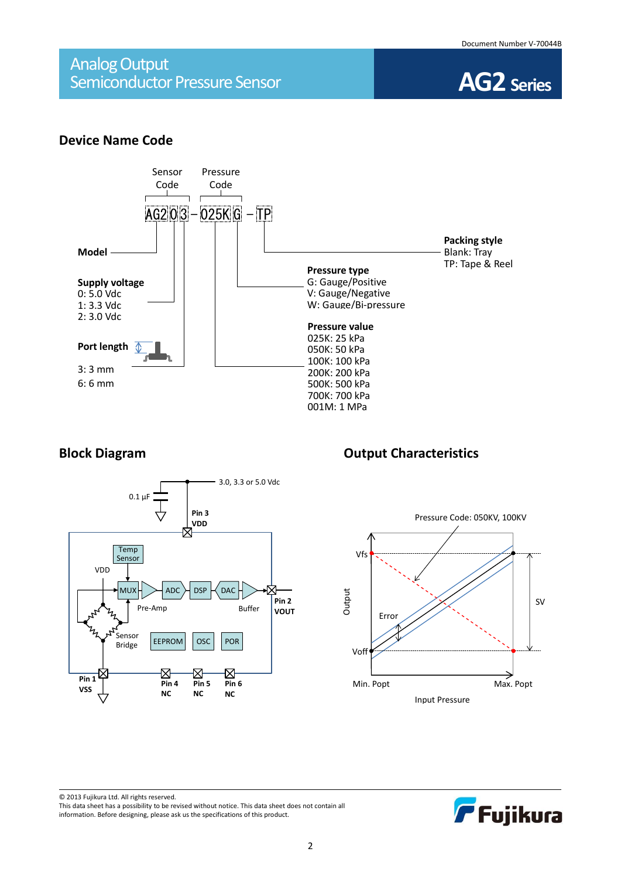## Device Name Code

Sensor Code

Pressure Code

AG2 0 3 – 025K G – TP

**Model**

**Supply voltage**
0: 5.0 Vdc
1: 3.3 Vdc
2: 3.0 Vdc

**Port length**

3: 3 mm
6: 6 mm

**Packing style**
Blank: Tray
TP: Tape & Reel

**Pressure type**
G: Gauge/Positive
V: Gauge/Negative
W: Gauge/Bi-pressure

**Pressure value**
025K: 25 kPa
050K: 50 kPa
100K: 100 kPa
200K: 200 kPa
500K: 500 kPa
700K: 700 kPa
001M: 1 MPa

## Block Diagram

3.0, 3.3 or 5.0 Vdc

0.1 µF

Pin 3
VDD

Temp Sensor

VDD

MUX

Pre-Amp

ADC

DSP

DAC

Buffer

Pin 2
VOUT

Sensor Bridge

EEPROM

OSC

POR

Pin 1
VSS

Pin 4
NC

Pin 5
NC

Pin 6
NC

## Output Characteristics

Pressure Code: 050KV, 100KV

Vfs

Output

Error

Voff

SV

Min. Popt

Max. Popt

Input Pressure

© 2013 Fujikura Ltd. All rights reserved.
This data sheet has a possibility to be revised without notice. This data sheet does not contain all information. Before designing, please ask us the specifications of this product.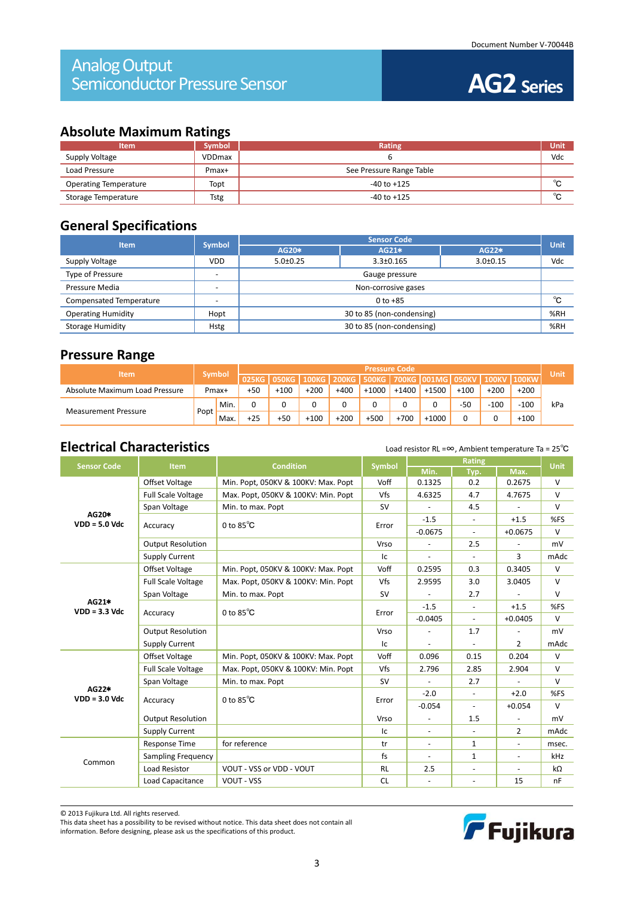Document Number V-70044B

# Analog Output Semiconductor Pressure Sensor

# AG2 Series

## Absolute Maximum Ratings

| Item | Symbol | Rating | Unit |
|---|---|---|---|
| Supply Voltage | VDDmax | 6 | Vdc |
| Load Pressure | Pmax+ | See Pressure Range Table | |
| Operating Temperature | Topt | -40 to +125 | ℃ |
| Storage Temperature | Tstg | -40 to +125 | ℃ |

## General Specifications

| Item | Symbol | Sensor Code | | | Unit |
|---|---|---|---|---|---|
| | | AG20* | AG21* | AG22* | |
| Supply Voltage | VDD | 5.0±0.25 | 3.3±0.165 | 3.0±0.15 | Vdc |
| Type of Pressure | - | Gauge pressure | | | |
| Pressure Media | - | Non-corrosive gases | | | |
| Compensated Temperature | - | 0 to +85 | | | ℃ |
| Operating Humidity | Hopt | 30 to 85 (non-condensing) | | | %RH |
| Storage Humidity | Hstg | 30 to 85 (non-condensing) | | | %RH |

## Pressure Range

| Item | Symbol | | Pressure Code | | | | | | | | | | Unit |
|---|---|---|---|---|---|---|---|---|---|---|---|---|---|
| | | | 025KG | 050KG | 100KG | 200KG | 500KG | 700KG | 001MG | 050KV | 100KV | 100KW | |
| Absolute Maximum Load Pressure | Pmax+ | | +50 | +100 | +200 | +400 | +1000 | +1400 | +1500 | +100 | +200 | +200 | kPa |
| Measurement Pressure | Popt | Min. | 0 | 0 | 0 | 0 | 0 | 0 | 0 | -50 | -100 | -100 | kPa |
| | | Max. | +25 | +50 | +100 | +200 | +500 | +700 | +1000 | 0 | 0 | +100 | kPa |

## Electrical Characteristics

Load resistor RL =∞, Ambient temperature Ta = 25℃

| Sensor Code | Item | Condition | Symbol | Rating Min. | Rating Typ. | Rating Max. | Unit |
|---|---|---|---|---|---|---|---|
| **AG20* VDD = 5.0 Vdc** | Offset Voltage | Min. Popt, 050KV & 100KV: Max. Popt | Voff | 0.1325 | 0.2 | 0.2675 | V |
| | Full Scale Voltage | Max. Popt, 050KV & 100KV: Min. Popt | Vfs | 4.6325 | 4.7 | 4.7675 | V |
| | Span Voltage | Min. to max. Popt | SV | - | 4.5 | - | V |
| | Accuracy | 0 to 85℃ | Error | -1.5 | - | +1.5 | %FS |
| | | | | -0.0675 | - | +0.0675 | V |
| | Output Resolution | | Vrso | - | 2.5 | - | mV |
| | Supply Current | | Ic | - | - | 3 | mAdc |
| **AG21* VDD = 3.3 Vdc** | Offset Voltage | Min. Popt, 050KV & 100KV: Max. Popt | Voff | 0.2595 | 0.3 | 0.3405 | V |
| | Full Scale Voltage | Max. Popt, 050KV & 100KV: Min. Popt | Vfs | 2.9595 | 3.0 | 3.0405 | V |
| | Span Voltage | Min. to max. Popt | SV | - | 2.7 | - | V |
| | Accuracy | 0 to 85℃ | Error | -1.5 | - | +1.5 | %FS |
| | | | | -0.0405 | - | +0.0405 | V |
| | Output Resolution | | Vrso | - | 1.7 | - | mV |
| | Supply Current | | Ic | - | - | 2 | mAdc |
| **AG22* VDD = 3.0 Vdc** | Offset Voltage | Min. Popt, 050KV & 100KV: Max. Popt | Voff | 0.096 | 0.15 | 0.204 | V |
| | Full Scale Voltage | Max. Popt, 050KV & 100KV: Min. Popt | Vfs | 2.796 | 2.85 | 2.904 | V |
| | Span Voltage | Min. to max. Popt | SV | - | 2.7 | - | V |
| | Accuracy | 0 to 85℃ | Error | -2.0 | - | +2.0 | %FS |
| | | | | -0.054 | - | +0.054 | V |
| | Output Resolution | | Vrso | - | 1.5 | - | mV |
| | Supply Current | | Ic | - | - | 2 | mAdc |
| Common | Response Time | for reference | tr | - | 1 | - | msec. |
| | Sampling Frequency | | fs | - | 1 | - | kHz |
| | Load Resistor | VOUT - VSS or VDD - VOUT | RL | 2.5 | - | - | kΩ |
| | Load Capacitance | VOUT - VSS | CL | - | - | 15 | nF |

© 2013 Fujikura Ltd. All rights reserved.
This data sheet has a possibility to be revised without notice. This data sheet does not contain all information. Before designing, please ask us the specifications of this product.

Fujikura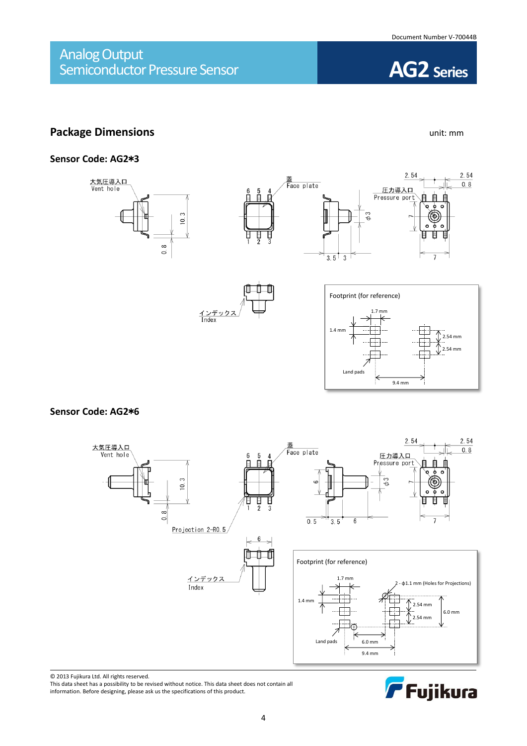## Package Dimensions

unit: mm

### Sensor Code: AG2*3

大気圧導入口
Vent hole

蓋
Face plate

6 5 4

1 2 3

10.3

0.8

2.54

2.54

0.8

圧力導入口
Pressure port

φ3

7

3.5 3

7

インデックス
Index

Footprint (for reference)

1.7 mm

1.4 mm

2.54 mm

2.54 mm

Land pads

9.4 mm

### Sensor Code: AG2*6

大気圧導入口
Vent hole

蓋
Face plate

6 5 4

1 2 3

10.3

0.8

Projection 2-R0.5

2.54

2.54

0.8

圧力導入口
Pressure port

6

φ3

7

0.5 3.5 6

7

6

インデックス
Index

Footprint (for reference)

1.7 mm

1.4 mm

2 - ϕ1.1 mm (Holes for Projections)

2.54 mm

2.54 mm

6.0 mm

Land pads

6.0 mm

9.4 mm

© 2013 Fujikura Ltd. All rights reserved.
This data sheet has a possibility to be revised without notice. This data sheet does not contain all information. Before designing, please ask us the specifications of this product.